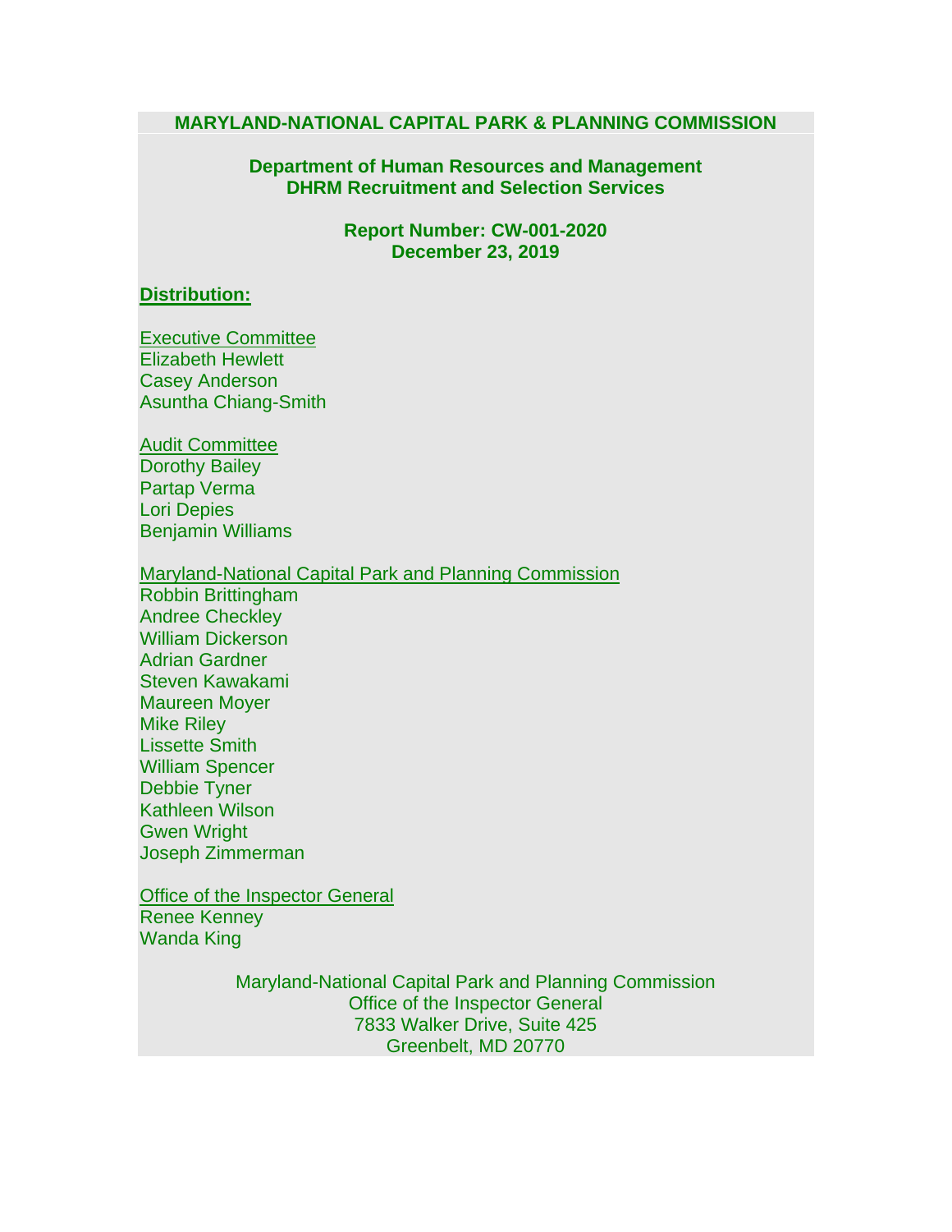# MARYLAND-NATIONAL CAPITAL PARK & PLANNING COMMISSION

## Department of Human Resources and Management
## DHRM Recruitment and Selection Services

**Report Number: CW-001-2020**
**December 23, 2019**

**Distribution:**

Executive Committee
Elizabeth Hewlett
Casey Anderson
Asuntha Chiang-Smith

Audit Committee
Dorothy Bailey
Partap Verma
Lori Depies
Benjamin Williams

Maryland-National Capital Park and Planning Commission
Robbin Brittingham
Andree Checkley
William Dickerson
Adrian Gardner
Steven Kawakami
Maureen Moyer
Mike Riley
Lissette Smith
William Spencer
Debbie Tyner
Kathleen Wilson
Gwen Wright
Joseph Zimmerman

Office of the Inspector General
Renee Kenney
Wanda King

Maryland-National Capital Park and Planning Commission
Office of the Inspector General
7833 Walker Drive, Suite 425
Greenbelt, MD 20770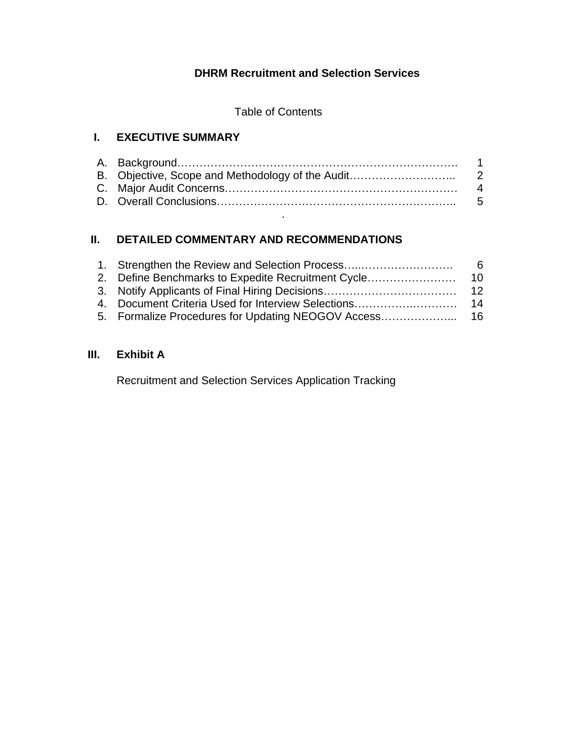# DHRM Recruitment and Selection Services

## Table of Contents

### I. EXECUTIVE SUMMARY

| | | |
|---|---|---|
| A. | Background | 1 |
| B. | Objective, Scope and Methodology of the Audit | 2 |
| C. | Major Audit Concerns | 4 |
| D. | Overall Conclusions | 5 |

### II. DETAILED COMMENTARY AND RECOMMENDATIONS

| | | |
|---|---|---|
| 1. | Strengthen the Review and Selection Process | 6 |
| 2. | Define Benchmarks to Expedite Recruitment Cycle | 10 |
| 3. | Notify Applicants of Final Hiring Decisions | 12 |
| 4. | Document Criteria Used for Interview Selections | 14 |
| 5. | Formalize Procedures for Updating NEOGOV Access | 16 |

### III. Exhibit A

Recruitment and Selection Services Application Tracking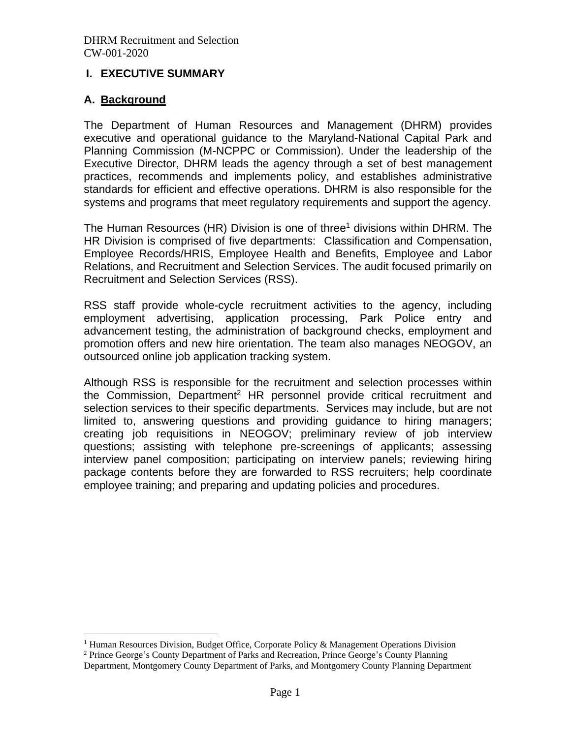# I. EXECUTIVE SUMMARY

## A. Background

The Department of Human Resources and Management (DHRM) provides executive and operational guidance to the Maryland-National Capital Park and Planning Commission (M-NCPPC or Commission). Under the leadership of the Executive Director, DHRM leads the agency through a set of best management practices, recommends and implements policy, and establishes administrative standards for efficient and effective operations. DHRM is also responsible for the systems and programs that meet regulatory requirements and support the agency.

The Human Resources (HR) Division is one of three[1] divisions within DHRM. The HR Division is comprised of five departments: Classification and Compensation, Employee Records/HRIS, Employee Health and Benefits, Employee and Labor Relations, and Recruitment and Selection Services. The audit focused primarily on Recruitment and Selection Services (RSS).

RSS staff provide whole-cycle recruitment activities to the agency, including employment advertising, application processing, Park Police entry and advancement testing, the administration of background checks, employment and promotion offers and new hire orientation. The team also manages NEOGOV, an outsourced online job application tracking system.

Although RSS is responsible for the recruitment and selection processes within the Commission, Department[2] HR personnel provide critical recruitment and selection services to their specific departments. Services may include, but are not limited to, answering questions and providing guidance to hiring managers; creating job requisitions in NEOGOV; preliminary review of job interview questions; assisting with telephone pre-screenings of applicants; assessing interview panel composition; participating on interview panels; reviewing hiring package contents before they are forwarded to RSS recruiters; help coordinate employee training; and preparing and updating policies and procedures.

---

[1] Human Resources Division, Budget Office, Corporate Policy & Management Operations Division

[2] Prince George's County Department of Parks and Recreation, Prince George's County Planning Department, Montgomery County Department of Parks, and Montgomery County Planning Department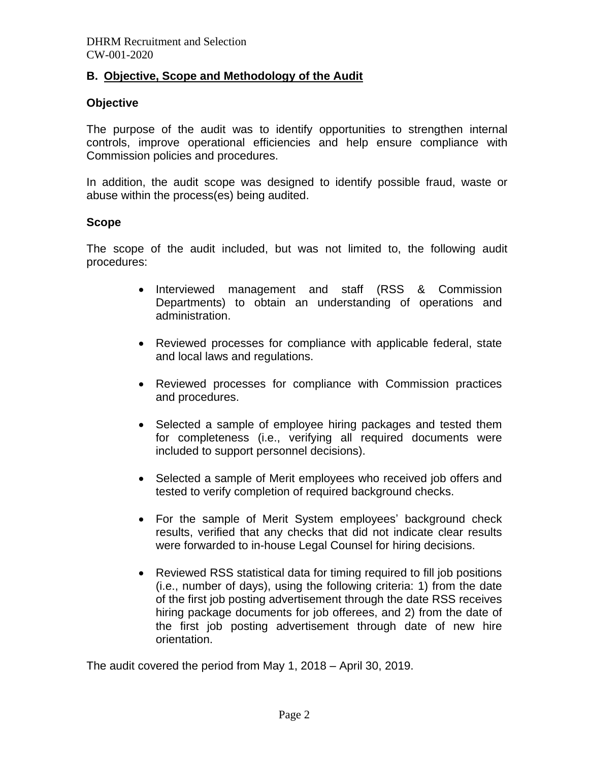## B. Objective, Scope and Methodology of the Audit

### Objective

The purpose of the audit was to identify opportunities to strengthen internal controls, improve operational efficiencies and help ensure compliance with Commission policies and procedures.

In addition, the audit scope was designed to identify possible fraud, waste or abuse within the process(es) being audited.

### Scope

The scope of the audit included, but was not limited to, the following audit procedures:

- Interviewed management and staff (RSS & Commission Departments) to obtain an understanding of operations and administration.
- Reviewed processes for compliance with applicable federal, state and local laws and regulations.
- Reviewed processes for compliance with Commission practices and procedures.
- Selected a sample of employee hiring packages and tested them for completeness (i.e., verifying all required documents were included to support personnel decisions).
- Selected a sample of Merit employees who received job offers and tested to verify completion of required background checks.
- For the sample of Merit System employees' background check results, verified that any checks that did not indicate clear results were forwarded to in-house Legal Counsel for hiring decisions.
- Reviewed RSS statistical data for timing required to fill job positions (i.e., number of days), using the following criteria: 1) from the date of the first job posting advertisement through the date RSS receives hiring package documents for job offerees, and 2) from the date of the first job posting advertisement through date of new hire orientation.

The audit covered the period from May 1, 2018 – April 30, 2019.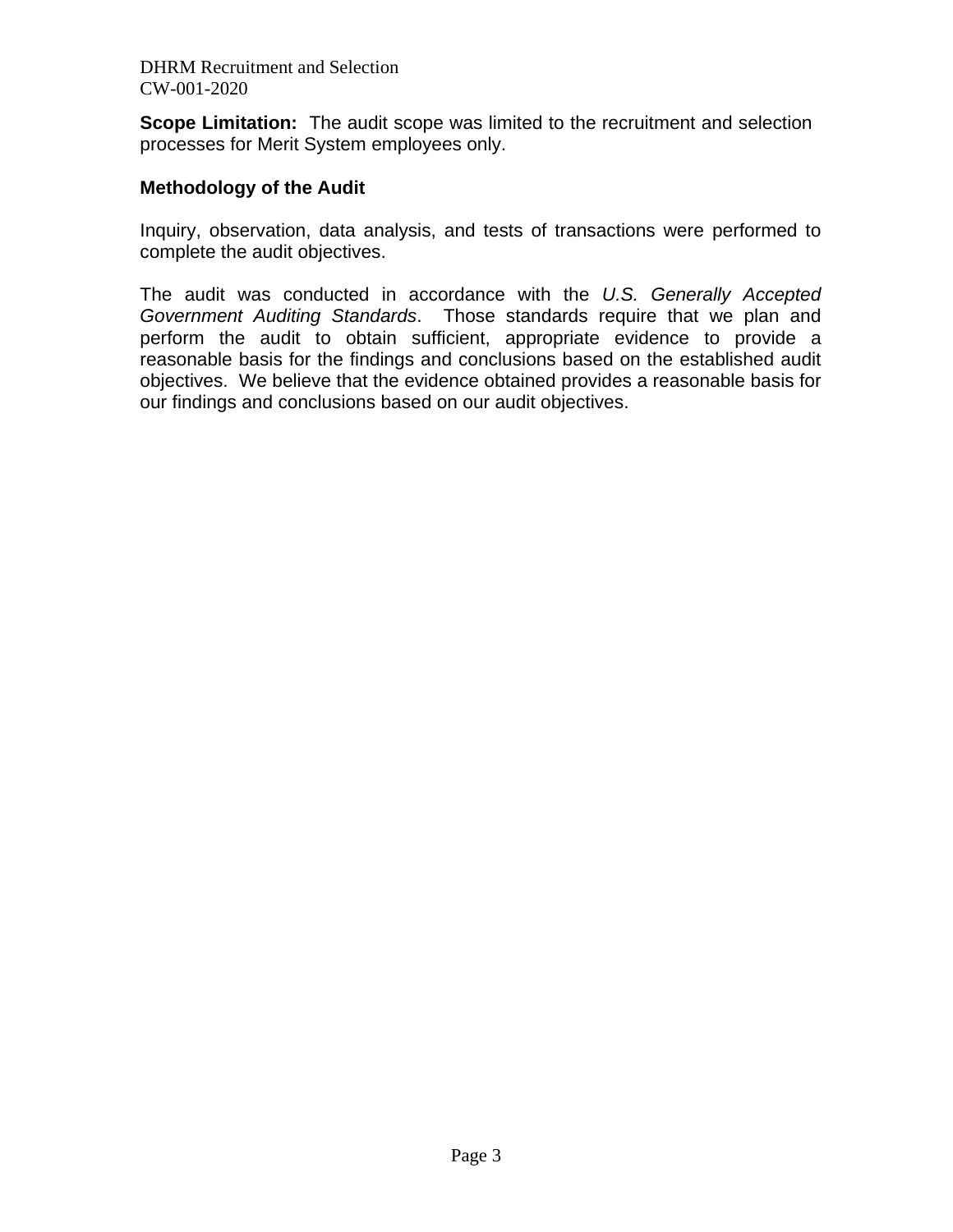**Scope Limitation:** The audit scope was limited to the recruitment and selection processes for Merit System employees only.

## Methodology of the Audit

Inquiry, observation, data analysis, and tests of transactions were performed to complete the audit objectives.

The audit was conducted in accordance with the *U.S. Generally Accepted Government Auditing Standards*. Those standards require that we plan and perform the audit to obtain sufficient, appropriate evidence to provide a reasonable basis for the findings and conclusions based on the established audit objectives. We believe that the evidence obtained provides a reasonable basis for our findings and conclusions based on our audit objectives.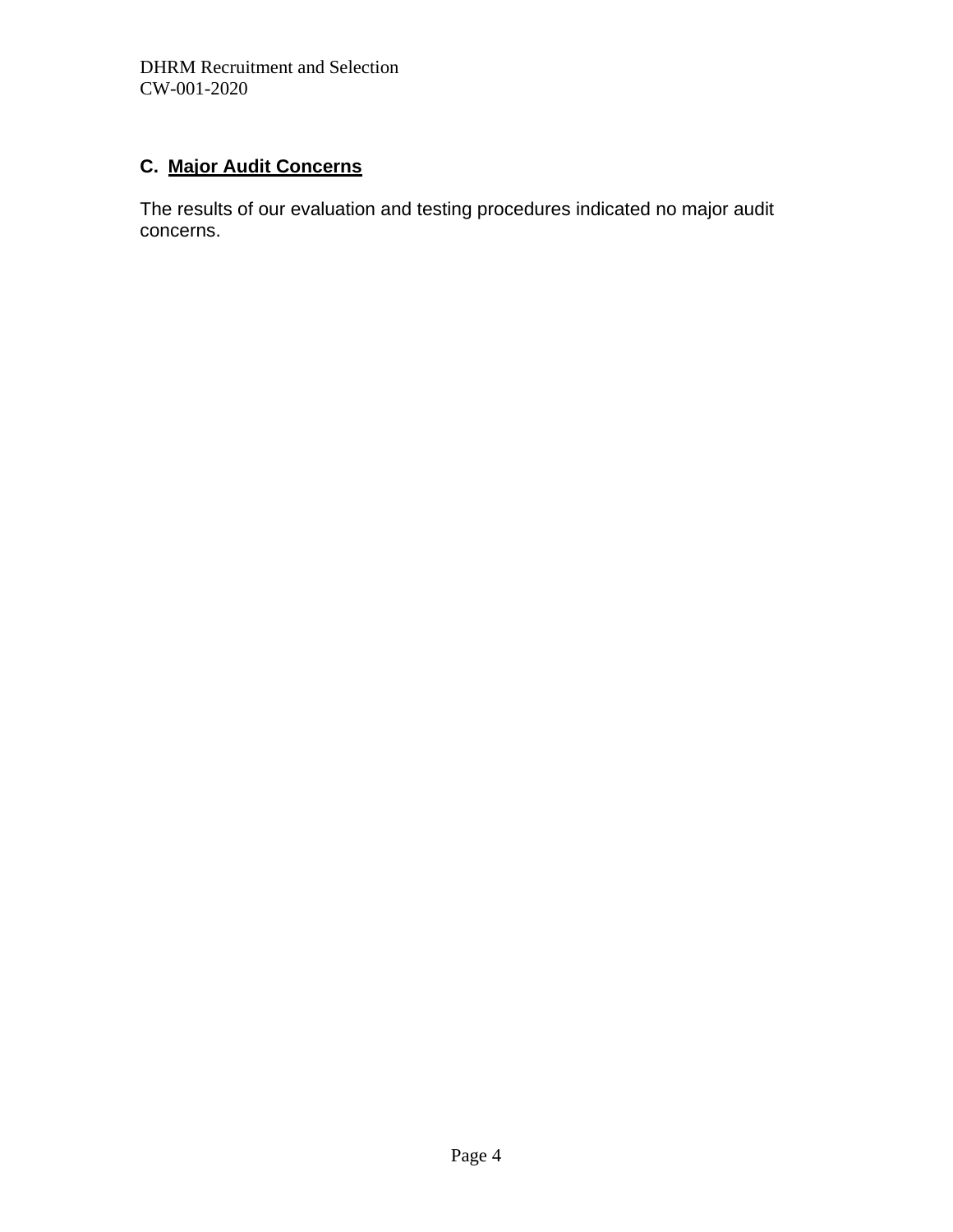### C. Major Audit Concerns

The results of our evaluation and testing procedures indicated no major audit concerns.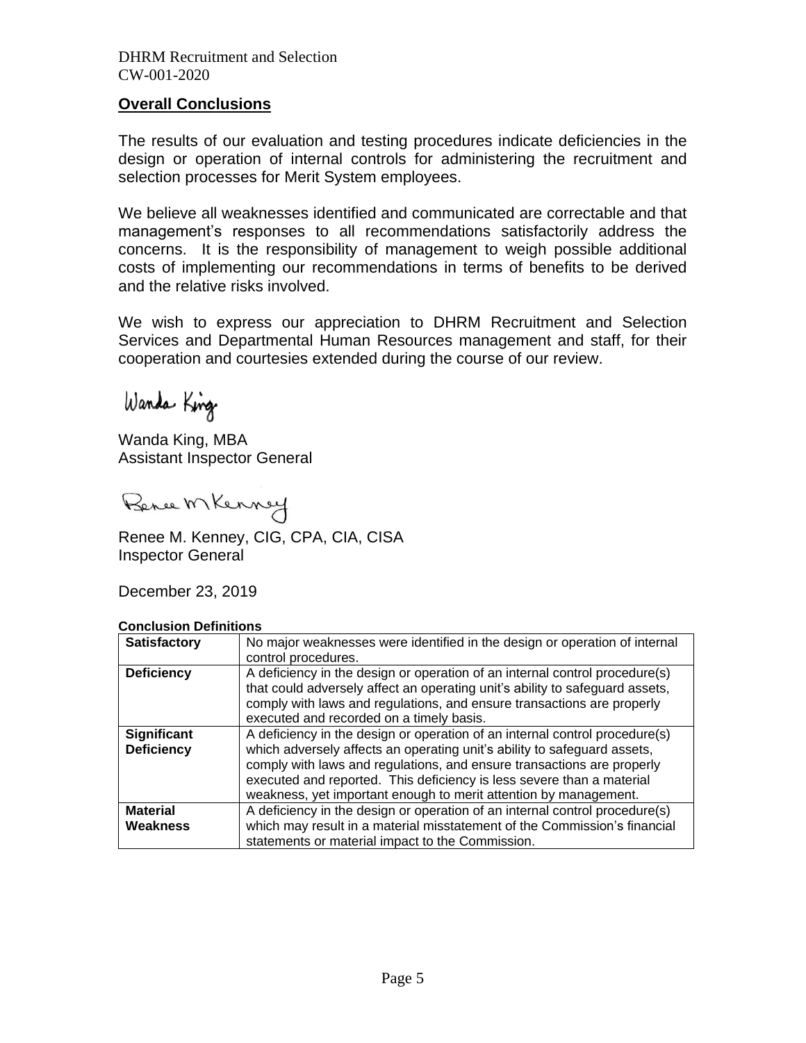## Overall Conclusions

The results of our evaluation and testing procedures indicate deficiencies in the design or operation of internal controls for administering the recruitment and selection processes for Merit System employees.

We believe all weaknesses identified and communicated are correctable and that management's responses to all recommendations satisfactorily address the concerns. It is the responsibility of management to weigh possible additional costs of implementing our recommendations in terms of benefits to be derived and the relative risks involved.

We wish to express our appreciation to DHRM Recruitment and Selection Services and Departmental Human Resources management and staff, for their cooperation and courtesies extended during the course of our review.

Wanda King

Wanda King, MBA
Assistant Inspector General

Renee M Kenney

Renee M. Kenney, CIG, CPA, CIA, CISA
Inspector General

December 23, 2019

**Conclusion Definitions**

| | |
|---|---|
| **Satisfactory** | No major weaknesses were identified in the design or operation of internal control procedures. |
| **Deficiency** | A deficiency in the design or operation of an internal control procedure(s) that could adversely affect an operating unit's ability to safeguard assets, comply with laws and regulations, and ensure transactions are properly executed and recorded on a timely basis. |
| **Significant Deficiency** | A deficiency in the design or operation of an internal control procedure(s) which adversely affects an operating unit's ability to safeguard assets, comply with laws and regulations, and ensure transactions are properly executed and reported. This deficiency is less severe than a material weakness, yet important enough to merit attention by management. |
| **Material Weakness** | A deficiency in the design or operation of an internal control procedure(s) which may result in a material misstatement of the Commission's financial statements or material impact to the Commission. |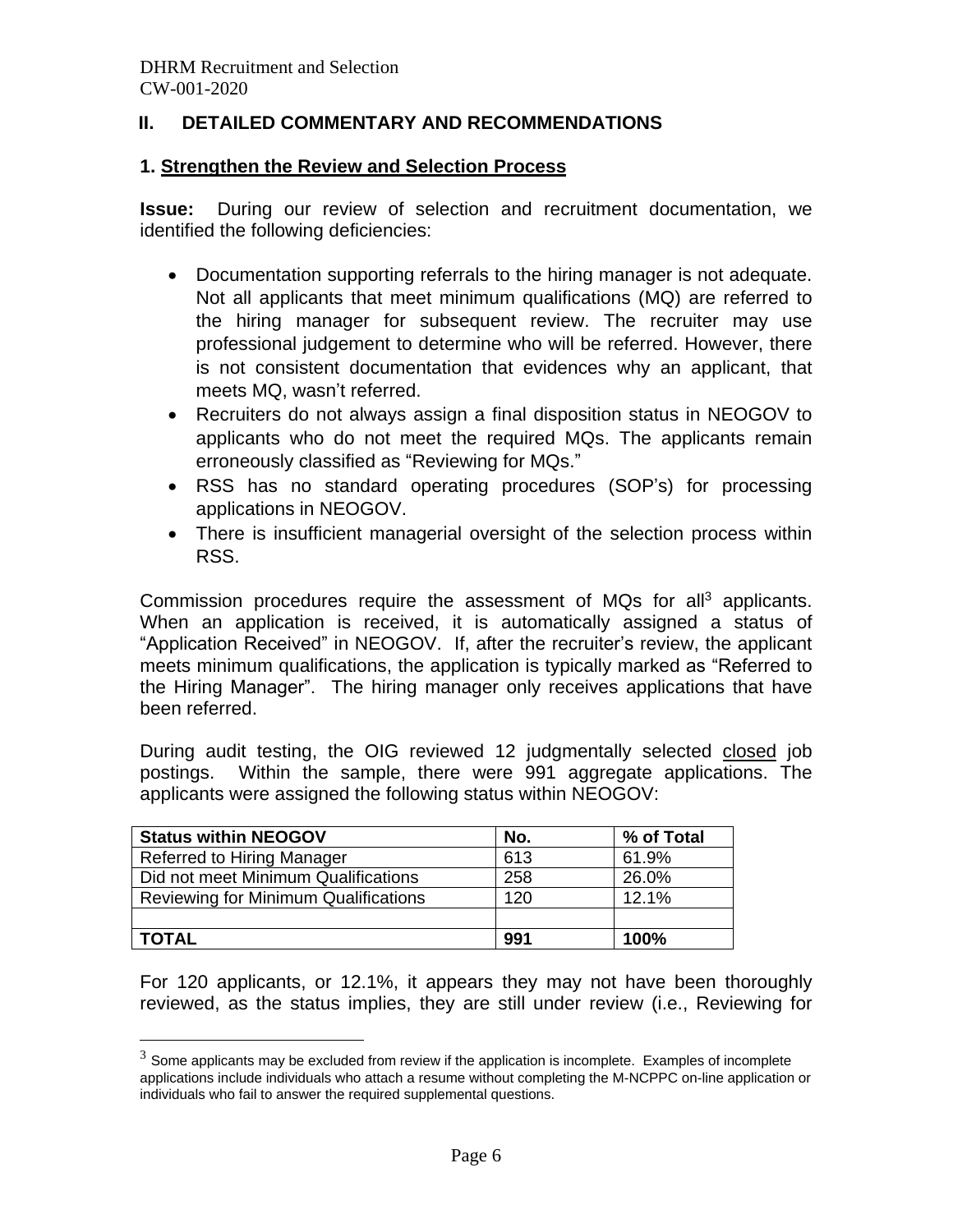## II. DETAILED COMMENTARY AND RECOMMENDATIONS

### 1. Strengthen the Review and Selection Process

**Issue:** During our review of selection and recruitment documentation, we identified the following deficiencies:

- Documentation supporting referrals to the hiring manager is not adequate. Not all applicants that meet minimum qualifications (MQ) are referred to the hiring manager for subsequent review. The recruiter may use professional judgement to determine who will be referred. However, there is not consistent documentation that evidences why an applicant, that meets MQ, wasn't referred.
- Recruiters do not always assign a final disposition status in NEOGOV to applicants who do not meet the required MQs. The applicants remain erroneously classified as "Reviewing for MQs."
- RSS has no standard operating procedures (SOP's) for processing applications in NEOGOV.
- There is insufficient managerial oversight of the selection process within RSS.

Commission procedures require the assessment of MQs for all[3] applicants. When an application is received, it is automatically assigned a status of "Application Received" in NEOGOV. If, after the recruiter's review, the applicant meets minimum qualifications, the application is typically marked as "Referred to the Hiring Manager". The hiring manager only receives applications that have been referred.

During audit testing, the OIG reviewed 12 judgmentally selected closed job postings. Within the sample, there were 991 aggregate applications. The applicants were assigned the following status within NEOGOV:

| Status within NEOGOV | No. | % of Total |
|---|---|---|
| Referred to Hiring Manager | 613 | 61.9% |
| Did not meet Minimum Qualifications | 258 | 26.0% |
| Reviewing for Minimum Qualifications | 120 | 12.1% |
| | | |
| **TOTAL** | **991** | **100%** |

For 120 applicants, or 12.1%, it appears they may not have been thoroughly reviewed, as the status implies, they are still under review (i.e., Reviewing for

[3] Some applicants may be excluded from review if the application is incomplete. Examples of incomplete applications include individuals who attach a resume without completing the M-NCPPC on-line application or individuals who fail to answer the required supplemental questions.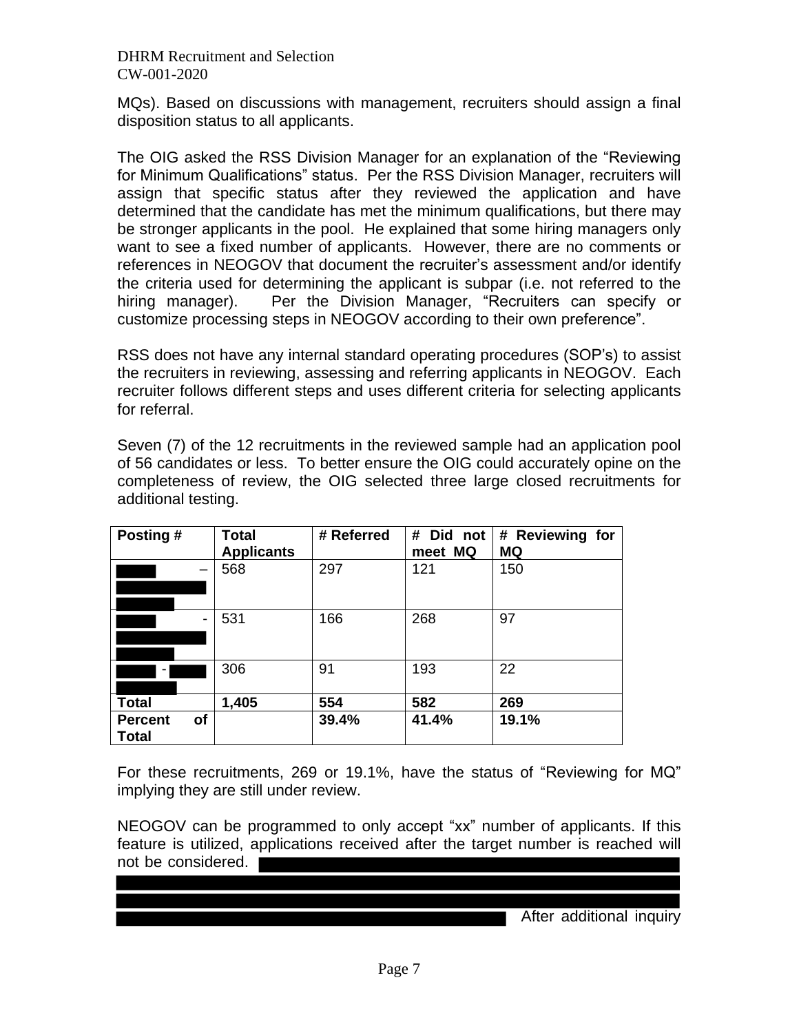MQs). Based on discussions with management, recruiters should assign a final disposition status to all applicants.

The OIG asked the RSS Division Manager for an explanation of the "Reviewing for Minimum Qualifications" status. Per the RSS Division Manager, recruiters will assign that specific status after they reviewed the application and have determined that the candidate has met the minimum qualifications, but there may be stronger applicants in the pool. He explained that some hiring managers only want to see a fixed number of applicants. However, there are no comments or references in NEOGOV that document the recruiter's assessment and/or identify the criteria used for determining the applicant is subpar (i.e. not referred to the hiring manager). Per the Division Manager, "Recruiters can specify or customize processing steps in NEOGOV according to their own preference".

RSS does not have any internal standard operating procedures (SOP's) to assist the recruiters in reviewing, assessing and referring applicants in NEOGOV. Each recruiter follows different steps and uses different criteria for selecting applicants for referral.

Seven (7) of the 12 recruitments in the reviewed sample had an application pool of 56 candidates or less. To better ensure the OIG could accurately opine on the completeness of review, the OIG selected three large closed recruitments for additional testing.

| Posting # | Total Applicants | # Referred | # Did not meet MQ | # Reviewing for MQ |
|---|---|---|---|---|
| [REDACTED] – [REDACTED] | 568 | 297 | 121 | 150 |
| [REDACTED] - [REDACTED] | 531 | 166 | 268 | 97 |
| [REDACTED] - [REDACTED] | 306 | 91 | 193 | 22 |
| **Total** | **1,405** | **554** | **582** | **269** |
| **Percent of Total** | | **39.4%** | **41.4%** | **19.1%** |

For these recruitments, 269 or 19.1%, have the status of "Reviewing for MQ" implying they are still under review.

NEOGOV can be programmed to only accept "xx" number of applicants. If this feature is utilized, applications received after the target number is reached will not be considered. [REDACTED] After additional inquiry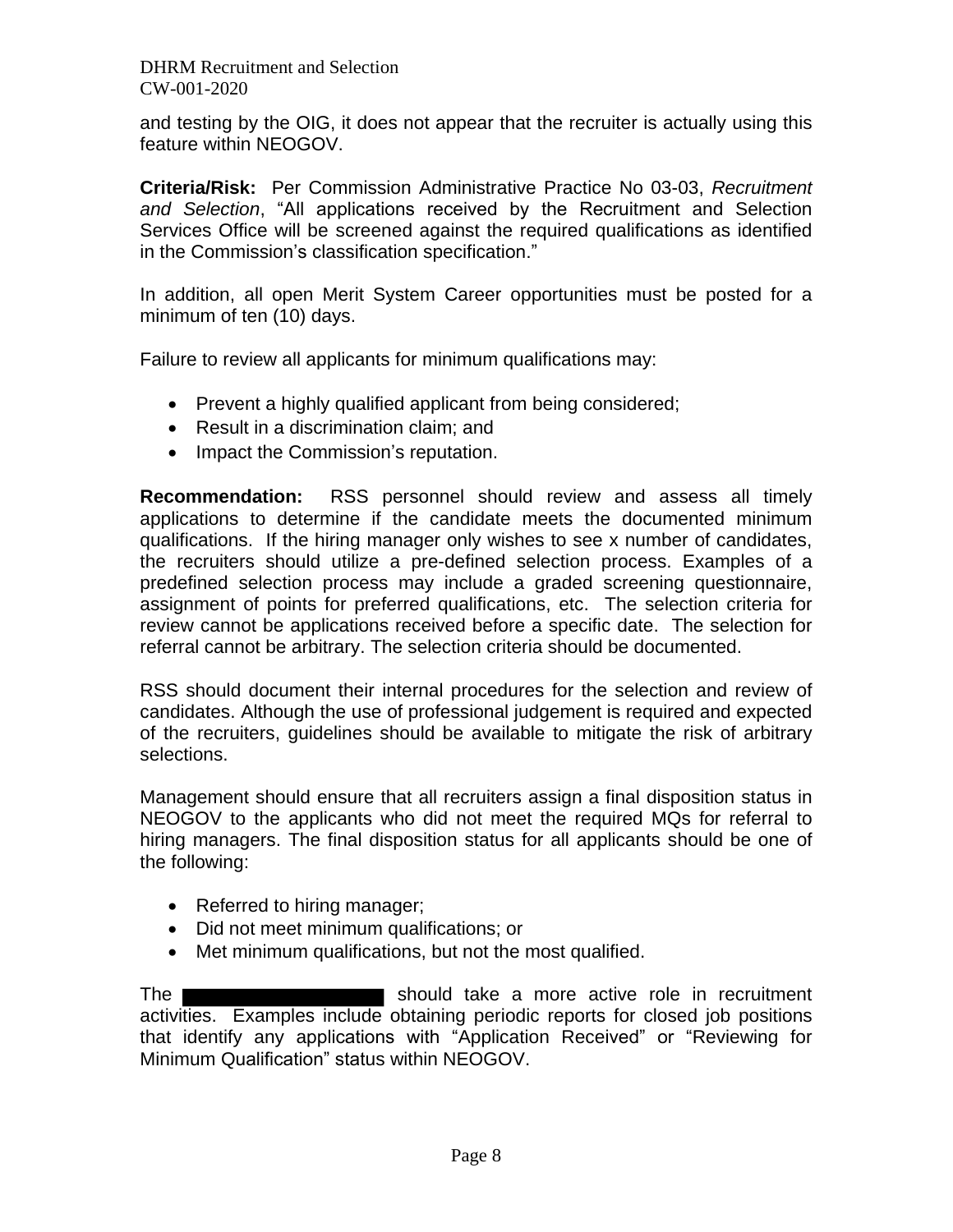and testing by the OIG, it does not appear that the recruiter is actually using this feature within NEOGOV.

**Criteria/Risk:** Per Commission Administrative Practice No 03-03, *Recruitment and Selection*, "All applications received by the Recruitment and Selection Services Office will be screened against the required qualifications as identified in the Commission's classification specification."

In addition, all open Merit System Career opportunities must be posted for a minimum of ten (10) days.

Failure to review all applicants for minimum qualifications may:

- Prevent a highly qualified applicant from being considered;
- Result in a discrimination claim; and
- Impact the Commission's reputation.

**Recommendation:** RSS personnel should review and assess all timely applications to determine if the candidate meets the documented minimum qualifications. If the hiring manager only wishes to see x number of candidates, the recruiters should utilize a pre-defined selection process. Examples of a predefined selection process may include a graded screening questionnaire, assignment of points for preferred qualifications, etc. The selection criteria for review cannot be applications received before a specific date. The selection for referral cannot be arbitrary. The selection criteria should be documented.

RSS should document their internal procedures for the selection and review of candidates. Although the use of professional judgement is required and expected of the recruiters, guidelines should be available to mitigate the risk of arbitrary selections.

Management should ensure that all recruiters assign a final disposition status in NEOGOV to the applicants who did not meet the required MQs for referral to hiring managers. The final disposition status for all applicants should be one of the following:

- Referred to hiring manager;
- Did not meet minimum qualifications; or
- Met minimum qualifications, but not the most qualified.

The [REDACTED] should take a more active role in recruitment activities. Examples include obtaining periodic reports for closed job positions that identify any applications with "Application Received" or "Reviewing for Minimum Qualification" status within NEOGOV.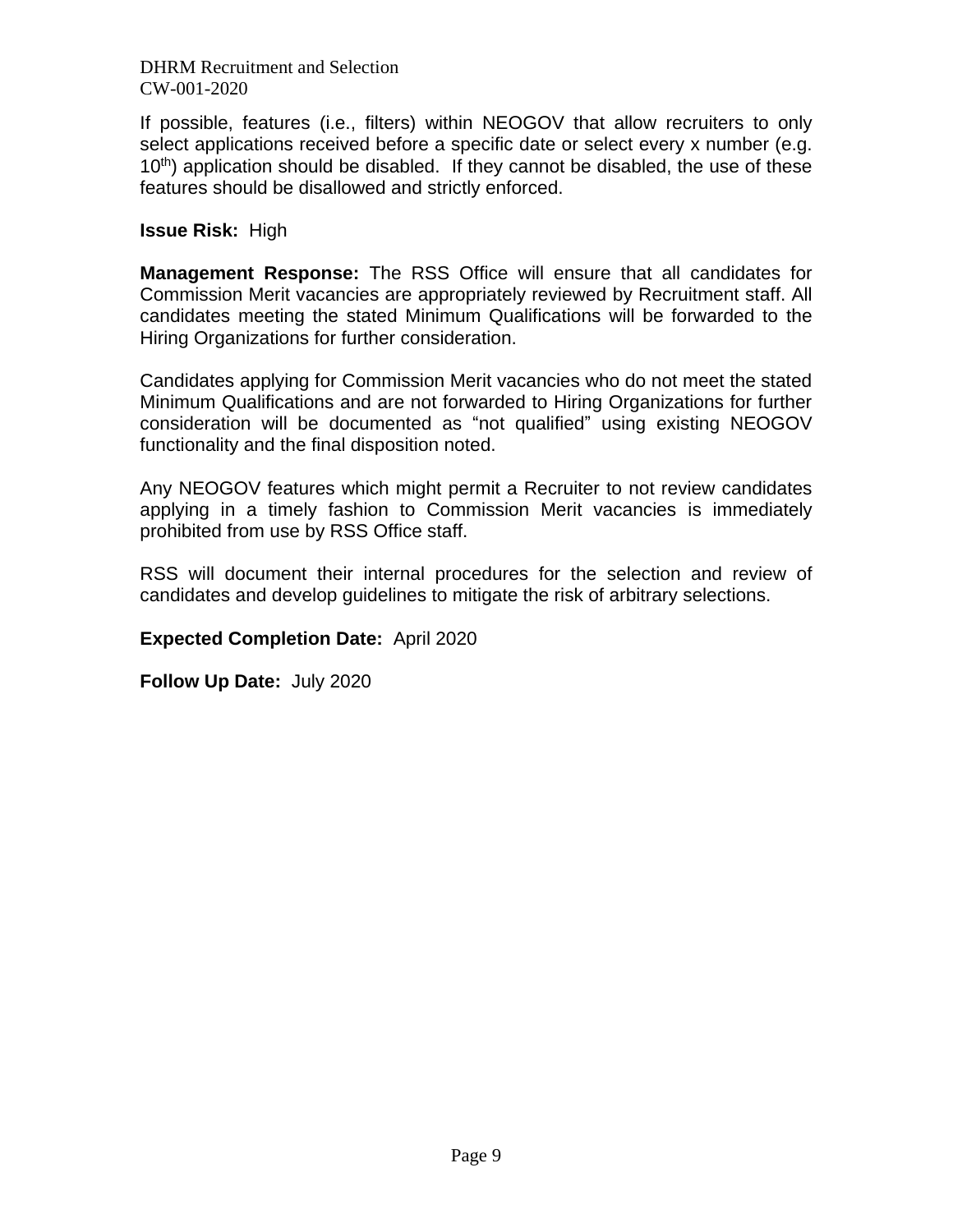If possible, features (i.e., filters) within NEOGOV that allow recruiters to only select applications received before a specific date or select every x number (e.g. 10th) application should be disabled. If they cannot be disabled, the use of these features should be disallowed and strictly enforced.

**Issue Risk:** High

**Management Response:** The RSS Office will ensure that all candidates for Commission Merit vacancies are appropriately reviewed by Recruitment staff. All candidates meeting the stated Minimum Qualifications will be forwarded to the Hiring Organizations for further consideration.

Candidates applying for Commission Merit vacancies who do not meet the stated Minimum Qualifications and are not forwarded to Hiring Organizations for further consideration will be documented as “not qualified” using existing NEOGOV functionality and the final disposition noted.

Any NEOGOV features which might permit a Recruiter to not review candidates applying in a timely fashion to Commission Merit vacancies is immediately prohibited from use by RSS Office staff.

RSS will document their internal procedures for the selection and review of candidates and develop guidelines to mitigate the risk of arbitrary selections.

**Expected Completion Date:** April 2020

**Follow Up Date:** July 2020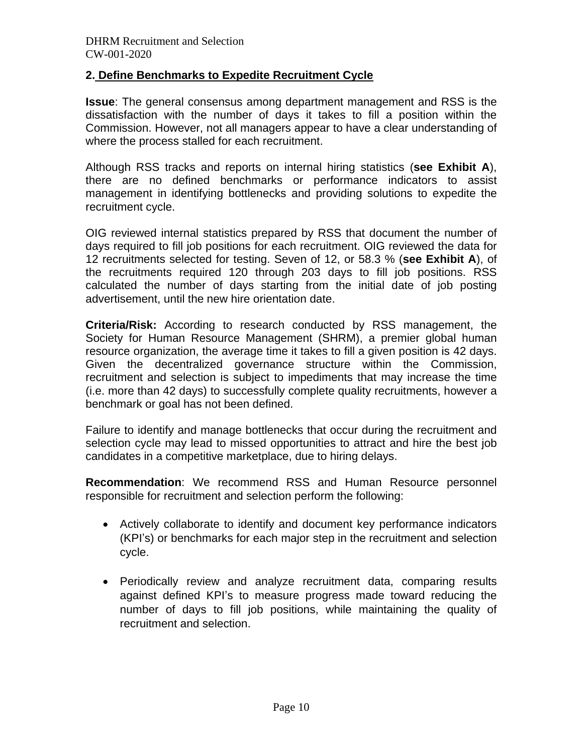## 2. Define Benchmarks to Expedite Recruitment Cycle

**Issue**: The general consensus among department management and RSS is the dissatisfaction with the number of days it takes to fill a position within the Commission. However, not all managers appear to have a clear understanding of where the process stalled for each recruitment.

Although RSS tracks and reports on internal hiring statistics (**see Exhibit A**), there are no defined benchmarks or performance indicators to assist management in identifying bottlenecks and providing solutions to expedite the recruitment cycle.

OIG reviewed internal statistics prepared by RSS that document the number of days required to fill job positions for each recruitment. OIG reviewed the data for 12 recruitments selected for testing. Seven of 12, or 58.3 % (**see Exhibit A**), of the recruitments required 120 through 203 days to fill job positions. RSS calculated the number of days starting from the initial date of job posting advertisement, until the new hire orientation date.

**Criteria/Risk:** According to research conducted by RSS management, the Society for Human Resource Management (SHRM), a premier global human resource organization, the average time it takes to fill a given position is 42 days. Given the decentralized governance structure within the Commission, recruitment and selection is subject to impediments that may increase the time (i.e. more than 42 days) to successfully complete quality recruitments, however a benchmark or goal has not been defined.

Failure to identify and manage bottlenecks that occur during the recruitment and selection cycle may lead to missed opportunities to attract and hire the best job candidates in a competitive marketplace, due to hiring delays.

**Recommendation**: We recommend RSS and Human Resource personnel responsible for recruitment and selection perform the following:

- Actively collaborate to identify and document key performance indicators (KPI's) or benchmarks for each major step in the recruitment and selection cycle.

- Periodically review and analyze recruitment data, comparing results against defined KPI's to measure progress made toward reducing the number of days to fill job positions, while maintaining the quality of recruitment and selection.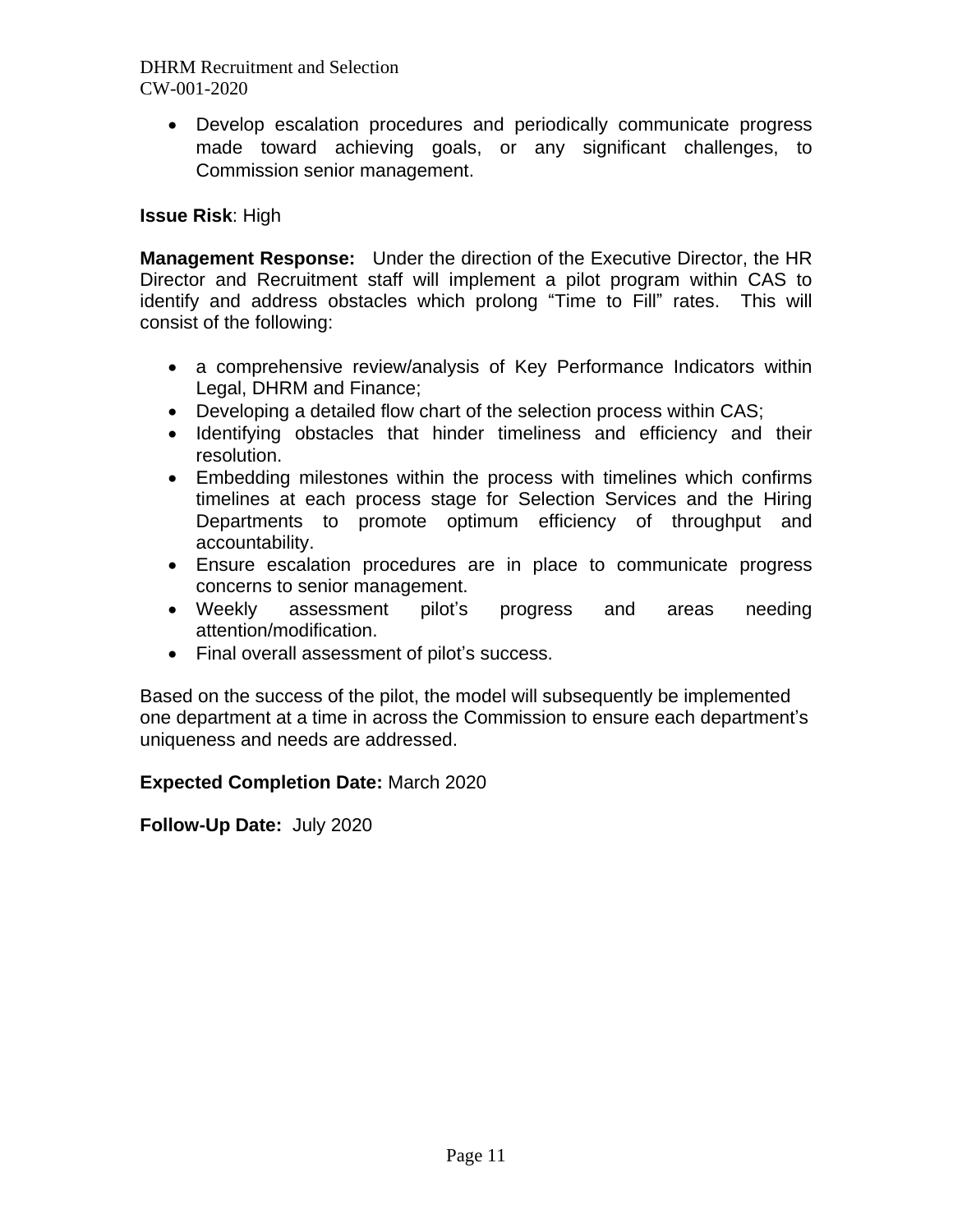- Develop escalation procedures and periodically communicate progress made toward achieving goals, or any significant challenges, to Commission senior management.

**Issue Risk**: High

**Management Response:** Under the direction of the Executive Director, the HR Director and Recruitment staff will implement a pilot program within CAS to identify and address obstacles which prolong "Time to Fill" rates. This will consist of the following:

- a comprehensive review/analysis of Key Performance Indicators within Legal, DHRM and Finance;
- Developing a detailed flow chart of the selection process within CAS;
- Identifying obstacles that hinder timeliness and efficiency and their resolution.
- Embedding milestones within the process with timelines which confirms timelines at each process stage for Selection Services and the Hiring Departments to promote optimum efficiency of throughput and accountability.
- Ensure escalation procedures are in place to communicate progress concerns to senior management.
- Weekly assessment pilot's progress and areas needing attention/modification.
- Final overall assessment of pilot's success.

Based on the success of the pilot, the model will subsequently be implemented one department at a time in across the Commission to ensure each department's uniqueness and needs are addressed.

**Expected Completion Date:** March 2020

**Follow-Up Date:** July 2020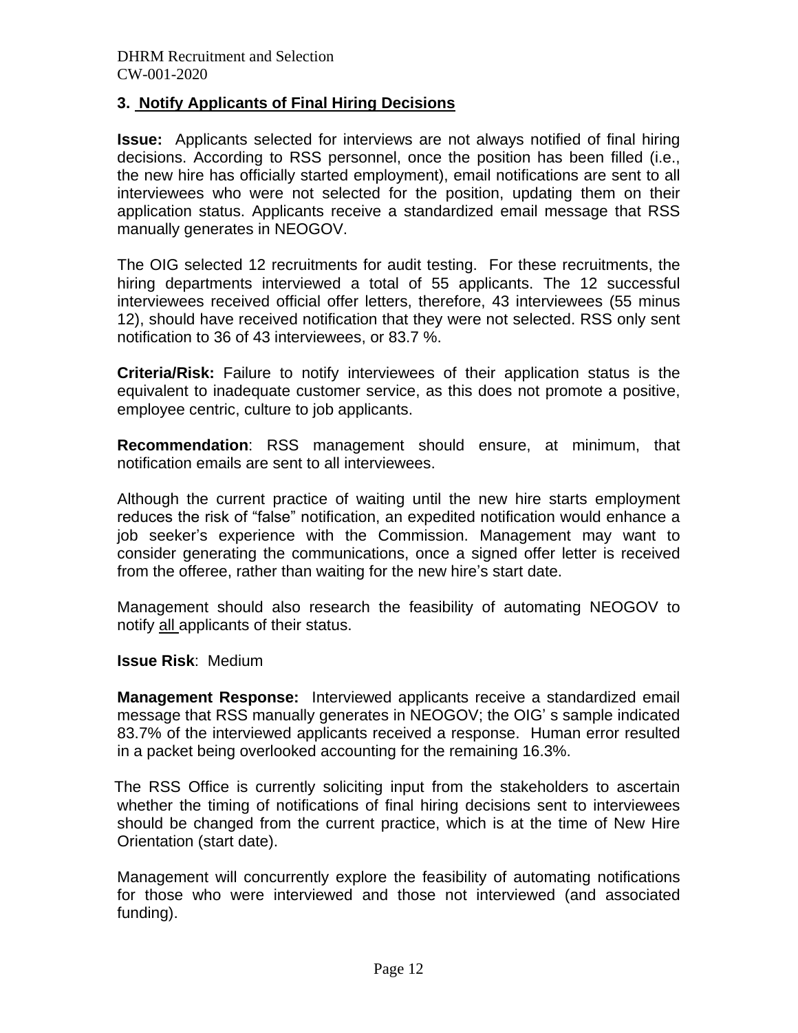## 3. Notify Applicants of Final Hiring Decisions

**Issue:** Applicants selected for interviews are not always notified of final hiring decisions. According to RSS personnel, once the position has been filled (i.e., the new hire has officially started employment), email notifications are sent to all interviewees who were not selected for the position, updating them on their application status. Applicants receive a standardized email message that RSS manually generates in NEOGOV.

The OIG selected 12 recruitments for audit testing. For these recruitments, the hiring departments interviewed a total of 55 applicants. The 12 successful interviewees received official offer letters, therefore, 43 interviewees (55 minus 12), should have received notification that they were not selected. RSS only sent notification to 36 of 43 interviewees, or 83.7 %.

**Criteria/Risk:** Failure to notify interviewees of their application status is the equivalent to inadequate customer service, as this does not promote a positive, employee centric, culture to job applicants.

**Recommendation**: RSS management should ensure, at minimum, that notification emails are sent to all interviewees.

Although the current practice of waiting until the new hire starts employment reduces the risk of "false" notification, an expedited notification would enhance a job seeker's experience with the Commission. Management may want to consider generating the communications, once a signed offer letter is received from the offeree, rather than waiting for the new hire's start date.

Management should also research the feasibility of automating NEOGOV to notify <u>all</u> applicants of their status.

**Issue Risk**: Medium

**Management Response:** Interviewed applicants receive a standardized email message that RSS manually generates in NEOGOV; the OIG' s sample indicated 83.7% of the interviewed applicants received a response. Human error resulted in a packet being overlooked accounting for the remaining 16.3%.

The RSS Office is currently soliciting input from the stakeholders to ascertain whether the timing of notifications of final hiring decisions sent to interviewees should be changed from the current practice, which is at the time of New Hire Orientation (start date).

Management will concurrently explore the feasibility of automating notifications for those who were interviewed and those not interviewed (and associated funding).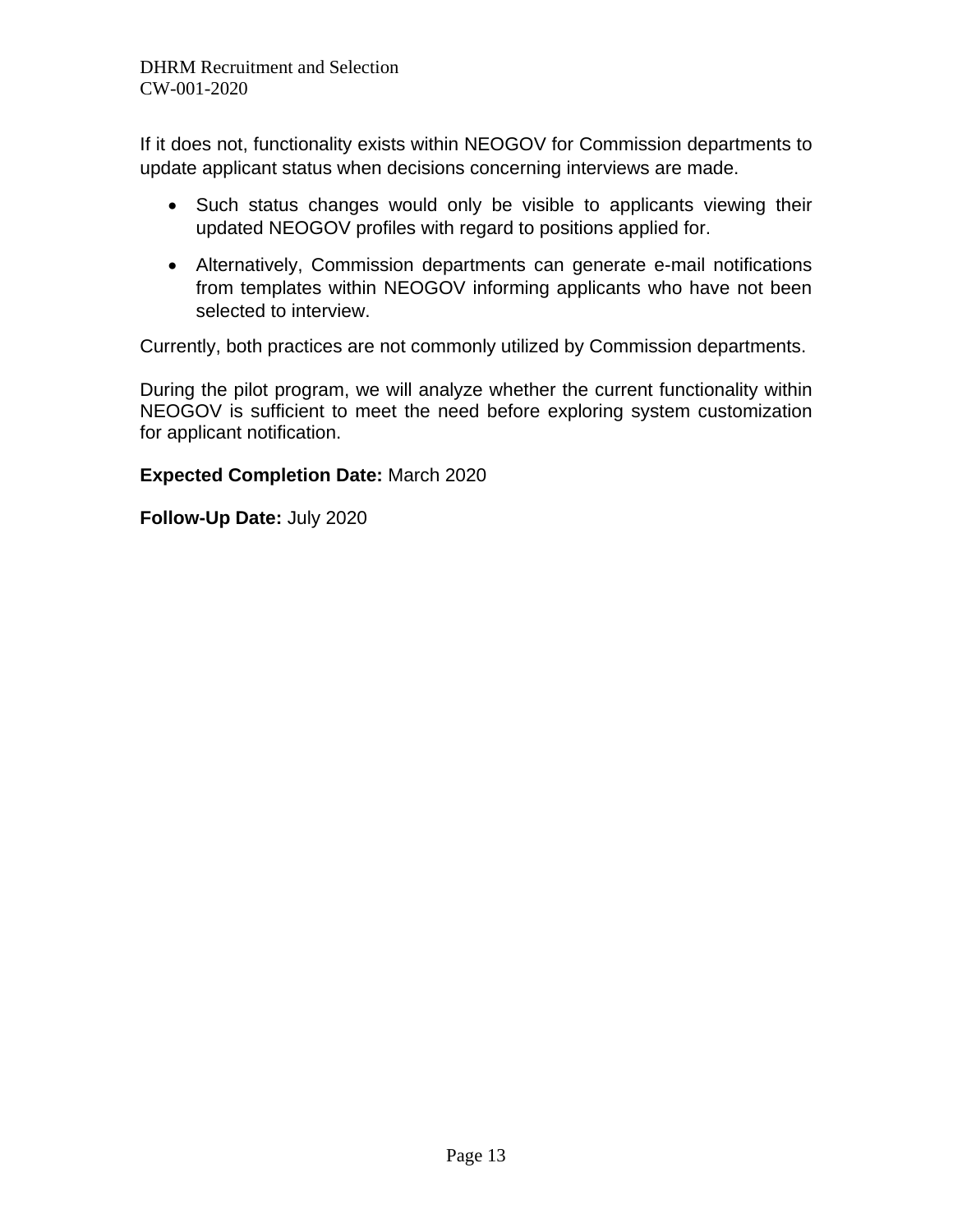If it does not, functionality exists within NEOGOV for Commission departments to update applicant status when decisions concerning interviews are made.

- Such status changes would only be visible to applicants viewing their updated NEOGOV profiles with regard to positions applied for.
- Alternatively, Commission departments can generate e-mail notifications from templates within NEOGOV informing applicants who have not been selected to interview.

Currently, both practices are not commonly utilized by Commission departments.

During the pilot program, we will analyze whether the current functionality within NEOGOV is sufficient to meet the need before exploring system customization for applicant notification.

**Expected Completion Date:** March 2020

**Follow-Up Date:** July 2020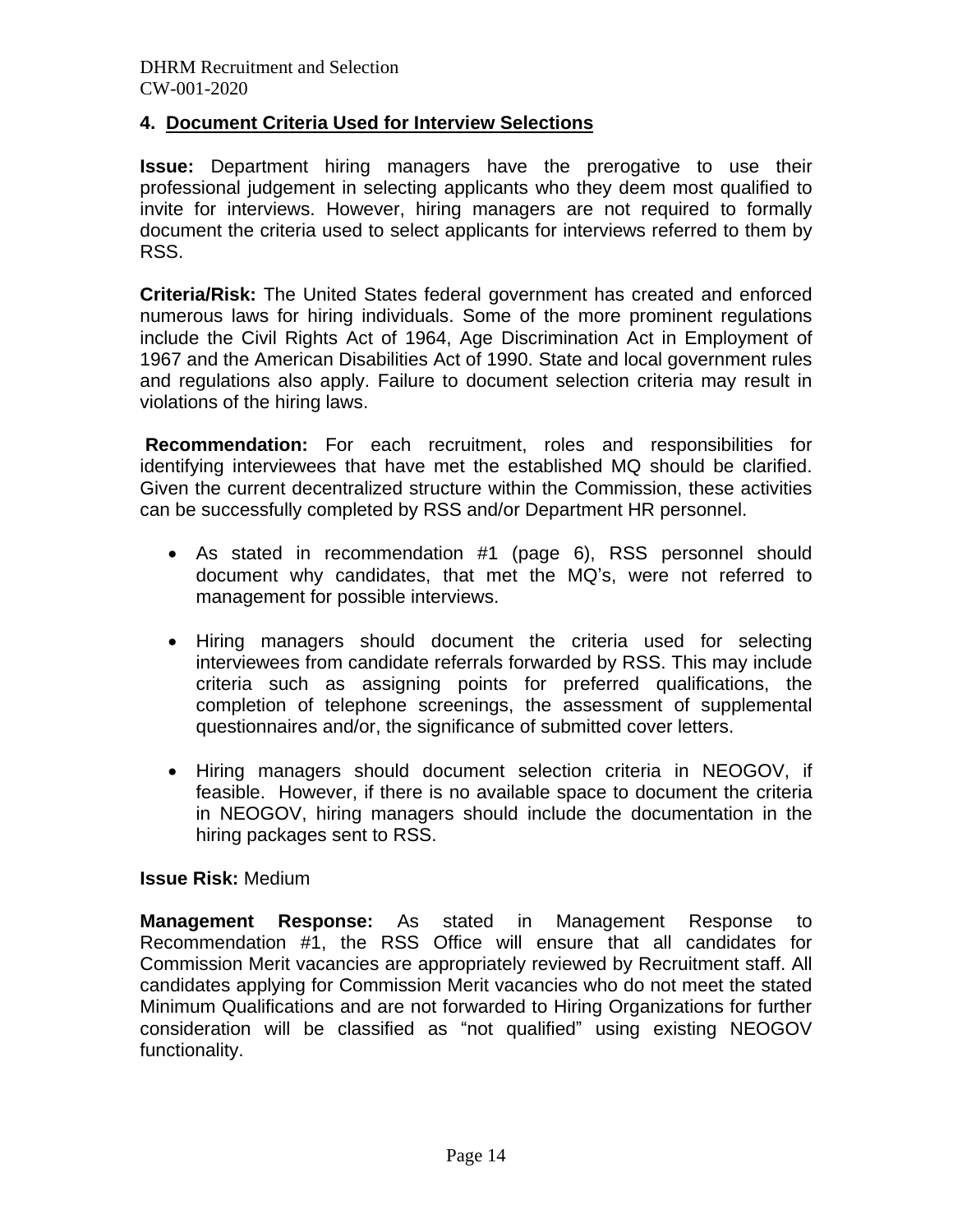## 4. Document Criteria Used for Interview Selections

**Issue:** Department hiring managers have the prerogative to use their professional judgement in selecting applicants who they deem most qualified to invite for interviews. However, hiring managers are not required to formally document the criteria used to select applicants for interviews referred to them by RSS.

**Criteria/Risk:** The United States federal government has created and enforced numerous laws for hiring individuals. Some of the more prominent regulations include the Civil Rights Act of 1964, Age Discrimination Act in Employment of 1967 and the American Disabilities Act of 1990. State and local government rules and regulations also apply. Failure to document selection criteria may result in violations of the hiring laws.

**Recommendation:** For each recruitment, roles and responsibilities for identifying interviewees that have met the established MQ should be clarified. Given the current decentralized structure within the Commission, these activities can be successfully completed by RSS and/or Department HR personnel.

- As stated in recommendation #1 (page 6), RSS personnel should document why candidates, that met the MQ's, were not referred to management for possible interviews.
- Hiring managers should document the criteria used for selecting interviewees from candidate referrals forwarded by RSS. This may include criteria such as assigning points for preferred qualifications, the completion of telephone screenings, the assessment of supplemental questionnaires and/or, the significance of submitted cover letters.
- Hiring managers should document selection criteria in NEOGOV, if feasible. However, if there is no available space to document the criteria in NEOGOV, hiring managers should include the documentation in the hiring packages sent to RSS.

**Issue Risk:** Medium

**Management Response:** As stated in Management Response to Recommendation #1, the RSS Office will ensure that all candidates for Commission Merit vacancies are appropriately reviewed by Recruitment staff. All candidates applying for Commission Merit vacancies who do not meet the stated Minimum Qualifications and are not forwarded to Hiring Organizations for further consideration will be classified as "not qualified" using existing NEOGOV functionality.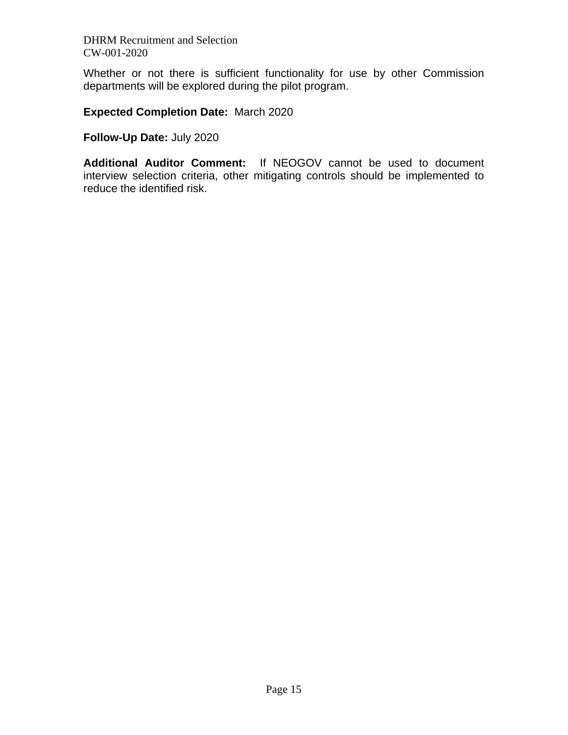Whether or not there is sufficient functionality for use by other Commission departments will be explored during the pilot program.

**Expected Completion Date:** March 2020

**Follow-Up Date:** July 2020

**Additional Auditor Comment:** If NEOGOV cannot be used to document interview selection criteria, other mitigating controls should be implemented to reduce the identified risk.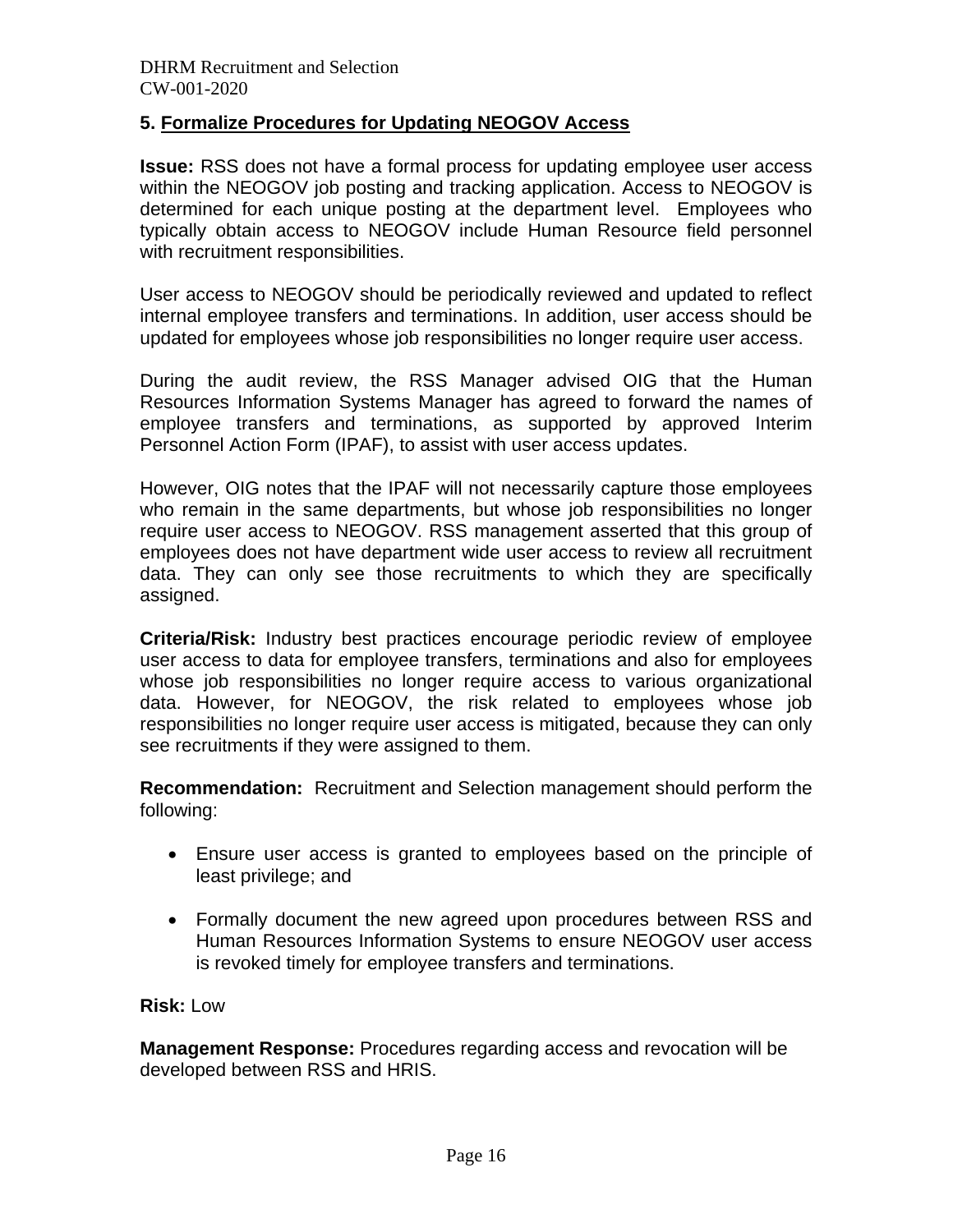## 5. Formalize Procedures for Updating NEOGOV Access

**Issue:** RSS does not have a formal process for updating employee user access within the NEOGOV job posting and tracking application. Access to NEOGOV is determined for each unique posting at the department level. Employees who typically obtain access to NEOGOV include Human Resource field personnel with recruitment responsibilities.

User access to NEOGOV should be periodically reviewed and updated to reflect internal employee transfers and terminations. In addition, user access should be updated for employees whose job responsibilities no longer require user access.

During the audit review, the RSS Manager advised OIG that the Human Resources Information Systems Manager has agreed to forward the names of employee transfers and terminations, as supported by approved Interim Personnel Action Form (IPAF), to assist with user access updates.

However, OIG notes that the IPAF will not necessarily capture those employees who remain in the same departments, but whose job responsibilities no longer require user access to NEOGOV. RSS management asserted that this group of employees does not have department wide user access to review all recruitment data. They can only see those recruitments to which they are specifically assigned.

**Criteria/Risk:** Industry best practices encourage periodic review of employee user access to data for employee transfers, terminations and also for employees whose job responsibilities no longer require access to various organizational data. However, for NEOGOV, the risk related to employees whose job responsibilities no longer require user access is mitigated, because they can only see recruitments if they were assigned to them.

**Recommendation:** Recruitment and Selection management should perform the following:

- Ensure user access is granted to employees based on the principle of least privilege; and
- Formally document the new agreed upon procedures between RSS and Human Resources Information Systems to ensure NEOGOV user access is revoked timely for employee transfers and terminations.

**Risk:** Low

**Management Response:** Procedures regarding access and revocation will be developed between RSS and HRIS.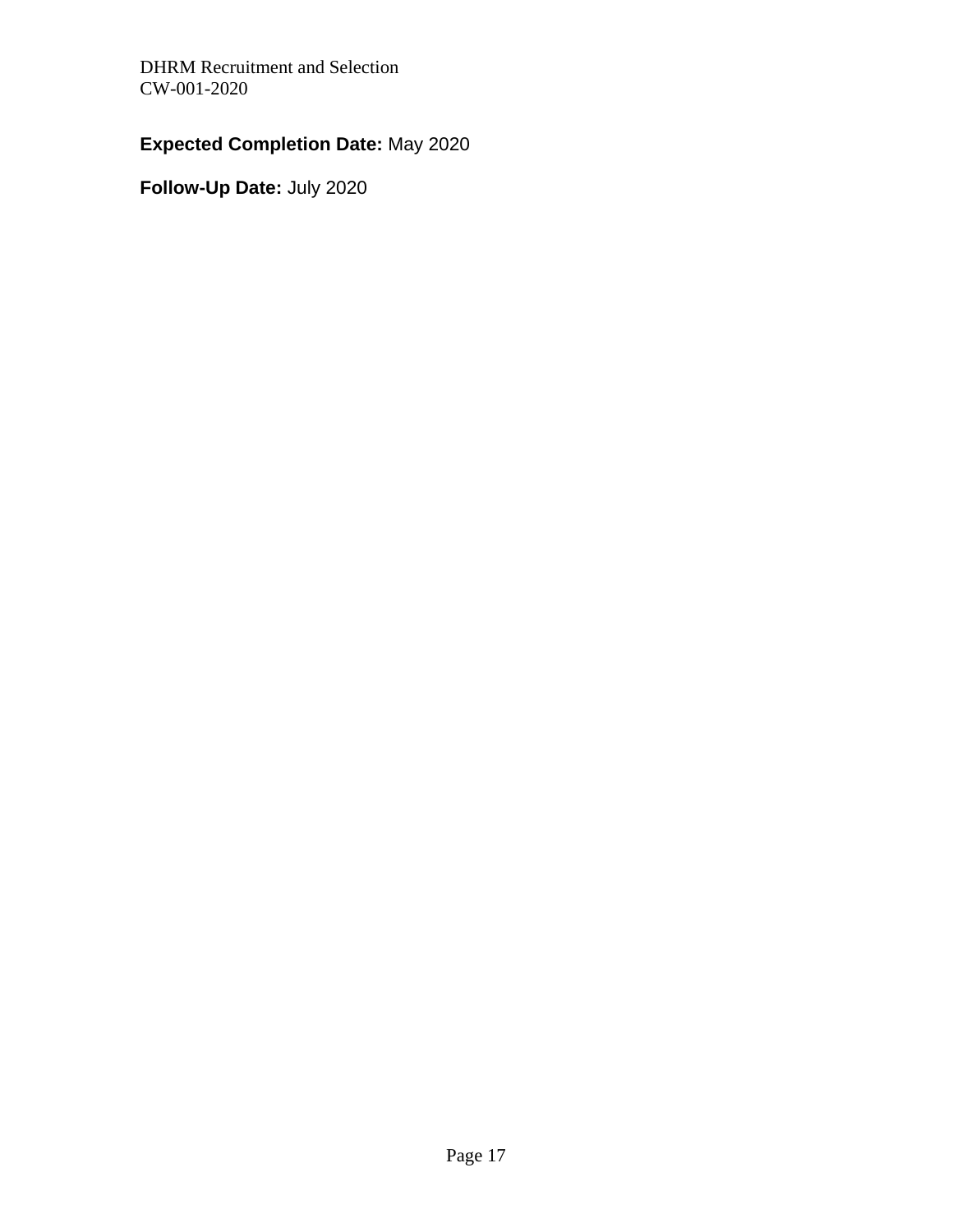**Expected Completion Date:** May 2020

**Follow-Up Date:** July 2020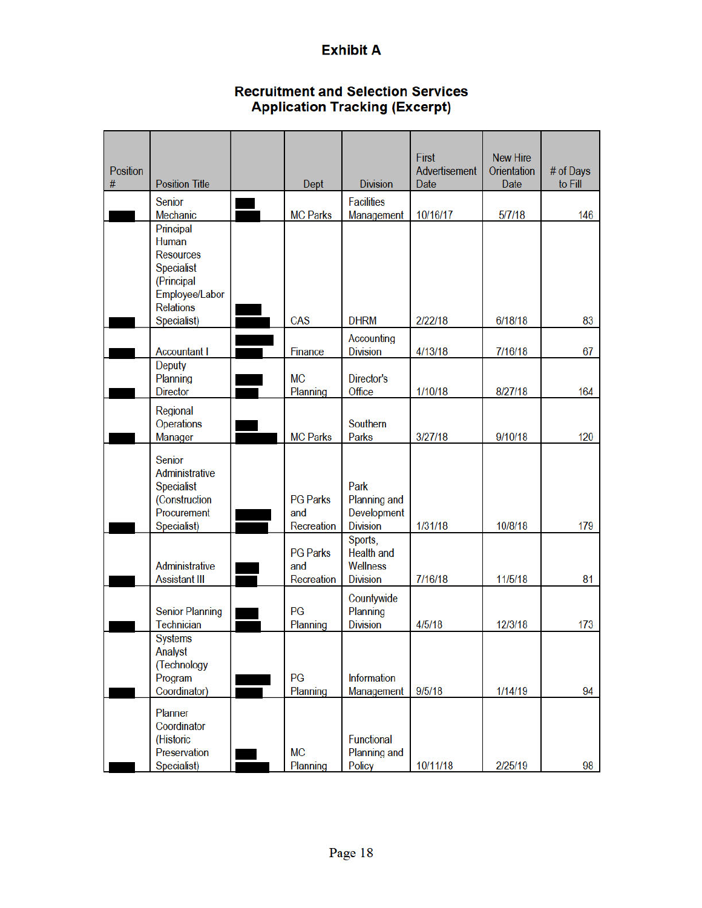# Exhibit A

## Recruitment and Selection Services
## Application Tracking (Excerpt)

| Position # | Position Title | | Dept | Division | First Advertisement Date | New Hire Orientation Date | # of Days to Fill |
|---|---|---|---|---|---|---|---|
| ████ | Senior Mechanic | ████ | MC Parks | Facilities Management | 10/16/17 | 5/7/18 | 146 |
| ████ | Principal Human Resources Specialist (Principal Employee/Labor Relations Specialist) | ████ | CAS | DHRM | 2/22/18 | 6/18/18 | 83 |
| ████ | Accountant I | ████ | Finance | Accounting Division | 4/13/18 | 7/16/18 | 67 |
| ████ | Deputy Planning Director | ████ | MC Planning | Director's Office | 1/10/18 | 8/27/18 | 164 |
| ████ | Regional Operations Manager | ████ | MC Parks | Southern Parks | 3/27/18 | 9/10/18 | 120 |
| ████ | Senior Administrative Specialist (Construction Procurement Specialist) | ████ | PG Parks and Recreation | Park Planning and Development Division | 1/31/18 | 10/8/18 | 179 |
| ████ | Administrative Assistant III | ████ | PG Parks and Recreation | Sports, Health and Wellness Division | 7/16/18 | 11/5/18 | 81 |
| ████ | Senior Planning Technician | ████ | PG Planning | Countywide Planning Division | 4/5/18 | 12/3/18 | 173 |
| ████ | Systems Analyst (Technology Program Coordinator) | ████ | PG Planning | Information Management | 9/5/18 | 1/14/19 | 94 |
| ████ | Planner Coordinator (Historic Preservation Specialist) | ████ | MC Planning | Functional Planning and Policy | 10/11/18 | 2/25/19 | 98 |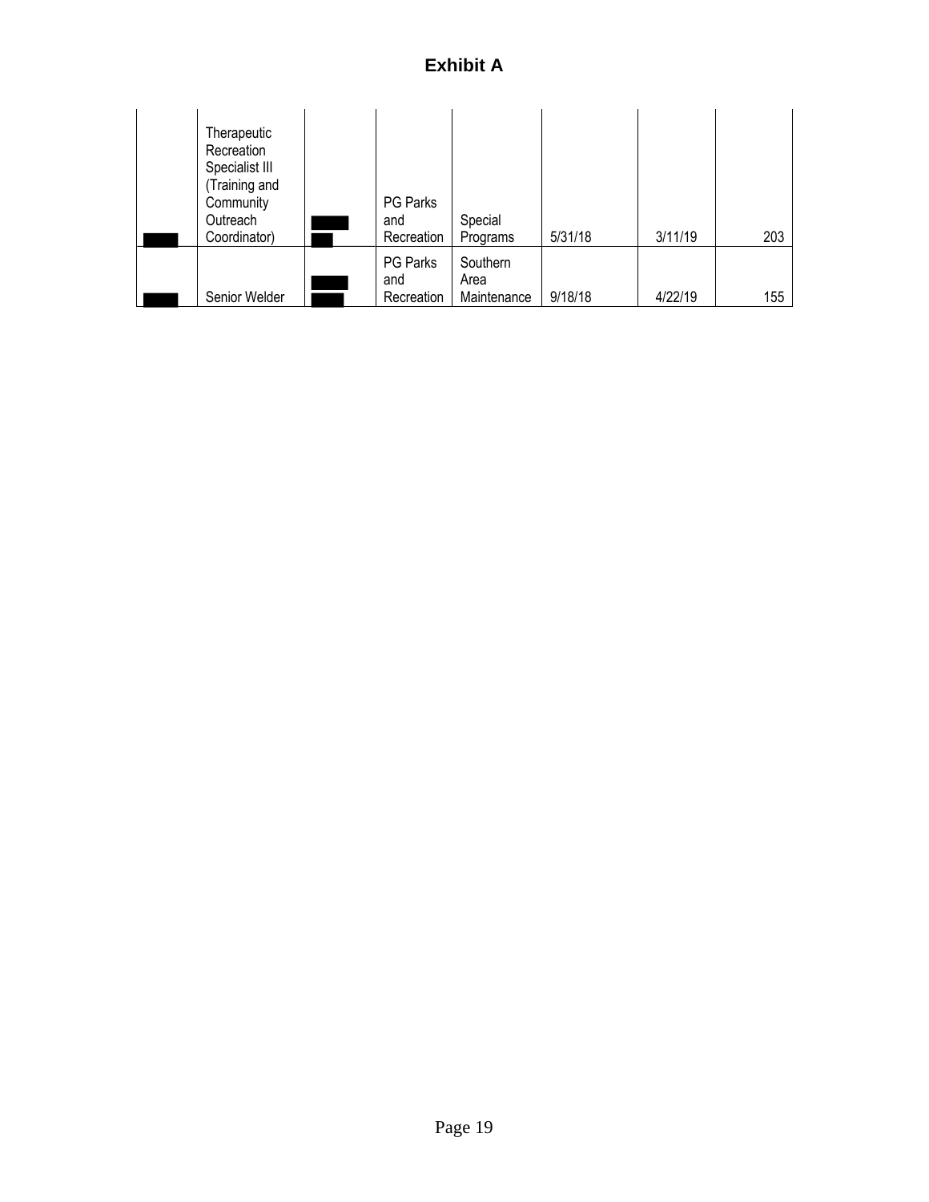# Exhibit A

| | | | | | | | |
|---|---|---|---|---|---|---|---|
| ████ | Therapeutic Recreation Specialist III (Training and Community Outreach Coordinator) | ████ ██ | PG Parks and Recreation | Special Programs | 5/31/18 | 3/11/19 | 203 |
| ████ | Senior Welder | ████ ████ | PG Parks and Recreation | Southern Area Maintenance | 9/18/18 | 4/22/19 | 155 |